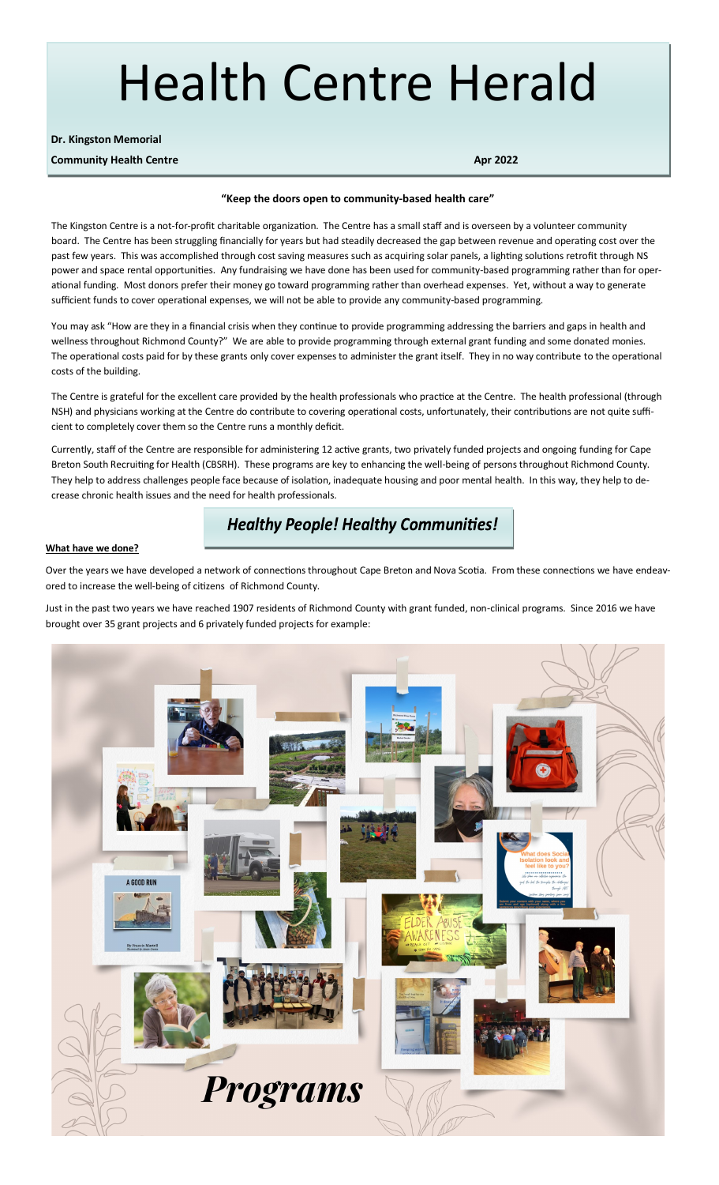# Health Centre Herald

**Dr. Kingston Memorial**

**Community Health Centre** **Apr 2022**

**"Keep the doors open to community-based health care"**

The Kingston Centre is a not-for-profit charitable organization. The Centre has a small staff and is overseen by a volunteer community board. The Centre has been struggling financially for years but had steadily decreased the gap between revenue and operating cost over the past few years. This was accomplished through cost saving measures such as acquiring solar panels, a lighting solutions retrofit through NS power and space rental opportunities. Any fundraising we have done has been used for community-based programming rather than for operational funding. Most donors prefer their money go toward programming rather than overhead expenses. Yet, without a way to generate sufficient funds to cover operational expenses, we will not be able to provide any community-based programming.

You may ask "How are they in a financial crisis when they continue to provide programming addressing the barriers and gaps in health and wellness throughout Richmond County?" We are able to provide programming through external grant funding and some donated monies. The operational costs paid for by these grants only cover expenses to administer the grant itself. They in no way contribute to the operational costs of the building.

The Centre is grateful for the excellent care provided by the health professionals who practice at the Centre. The health professional (through NSH) and physicians working at the Centre do contribute to covering operational costs, unfortunately, their contributions are not quite sufficient to completely cover them so the Centre runs a monthly deficit.

Currently, staff of the Centre are responsible for administering 12 active grants, two privately funded projects and ongoing funding for Cape Breton South Recruiting for Health (CBSRH). These programs are key to enhancing the well-being of persons throughout Richmond County. They help to address challenges people face because of isolation, inadequate housing and poor mental health. In this way, they help to decrease chronic health issues and the need for health professionals.

## *Healthy People! Healthy Communities!*

**What have we done?**

Over the years we have developed a network of connections throughout Cape Breton and Nova Scotia. From these connections we have endeavored to increase the well-being of citizens of Richmond County.

Just in the past two years we have reached 1907 residents of Richmond County with grant funded, non-clinical programs. Since 2016 we have brought over 35 grant projects and 6 privately funded projects for example:

## *Programs*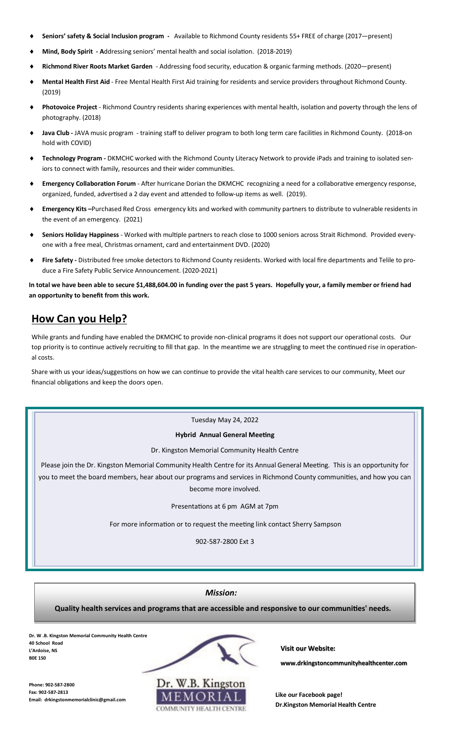- **Seniors' safety & Social Inclusion program -** Available to Richmond County residents 55+ FREE of charge (2017—present)
- **Mind, Body Spirit - A**ddressing seniors' mental health and social isolation. (2018-2019)
- **Richmond River Roots Market Garden** - Addressing food security, education & organic farming methods. (2020—present)
- **Mental Health First Aid** - Free Mental Health First Aid training for residents and service providers throughout Richmond County. (2019)
- **Photovoice Project** - Richmond Country residents sharing experiences with mental health, isolation and poverty through the lens of photography. (2018)
- **Java Club -** JAVA music program - training staff to deliver program to both long term care facilities in Richmond County. (2018-on hold with COVID)
- **Technology Program -** DKMCHC worked with the Richmond County Literacy Network to provide iPads and training to isolated seniors to connect with family, resources and their wider communities.
- **Emergency Collaboration Forum** - After hurricane Dorian the DKMCHC recognizing a need for a collaborative emergency response, organized, funded, advertised a 2 day event and attended to follow-up items as well. (2019).
- **Emergency Kits –**Purchased Red Cross emergency kits and worked with community partners to distribute to vulnerable residents in the event of an emergency. (2021)
- **Seniors Holiday Happiness** - Worked with multiple partners to reach close to 1000 seniors across Strait Richmond. Provided everyone with a free meal, Christmas ornament, card and entertainment DVD. (2020)
- **Fire Safety -** Distributed free smoke detectors to Richmond County residents. Worked with local fire departments and Telile to produce a Fire Safety Public Service Announcement. (2020-2021)

**In total we have been able to secure $1,488,604.00 in funding over the past 5 years. Hopefully your, a family member or friend had an opportunity to benefit from this work.**

## How Can you Help?

While grants and funding have enabled the DKMCHC to provide non-clinical programs it does not support our operational costs. Our top priority is to continue actively recruiting to fill that gap. In the meantime we are struggling to meet the continued rise in operational costs.

Share with us your ideas/suggestions on how we can continue to provide the vital health care services to our community, Meet our financial obligations and keep the doors open.

Tuesday May 24, 2022

**Hybrid Annual General Meeting**

Dr. Kingston Memorial Community Health Centre

Please join the Dr. Kingston Memorial Community Health Centre for its Annual General Meeting. This is an opportunity for you to meet the board members, hear about our programs and services in Richmond County communities, and how you can become more involved.

Presentations at 6 pm AGM at 7pm

For more information or to request the meeting link contact Sherry Sampson

902-587-2800 Ext 3

***Mission:***

**Quality health services and programs that are accessible and responsive to our communities' needs.**

**Dr. W .B. Kingston Memorial Community Health Centre**
**40 School Road**
**L'Ardoise, NS**
**B0E 1S0**

**Phone: 902-587-2800**
**Fax: 902-587-2813**
**Email: drkingstonmemorialclinic@gmail.com**

Dr. W.B. Kingston
MEMORIAL
COMMUNITY HEALTH CENTRE

**Visit our Website:**

**www.drkingstoncommunityhealthcenter.com**

**Like our Facebook page!**
**Dr.Kingston Memorial Health Centre**